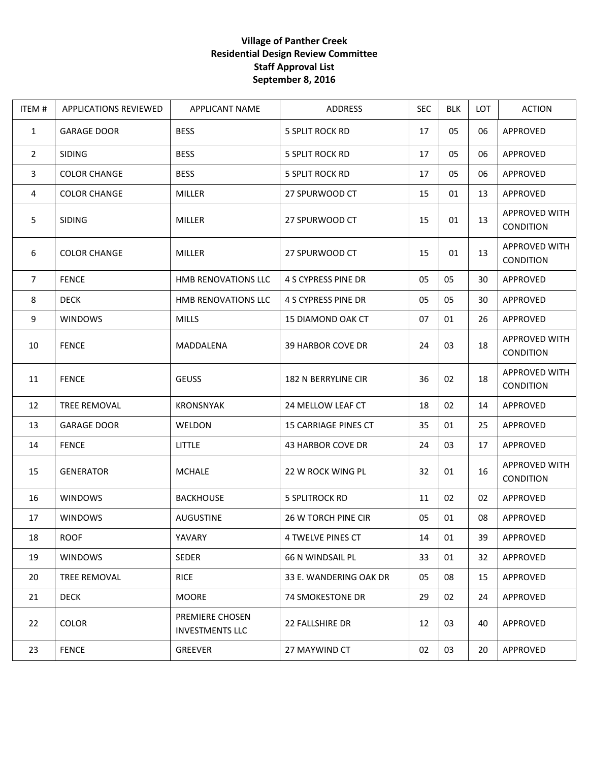# Village of Panther Creek
## Residential Design Review Committee
## Staff Approval List
## September 8, 2016

| ITEM # | APPLICATIONS REVIEWED | APPLICANT NAME | ADDRESS | SEC | BLK | LOT | ACTION |
|---|---|---|---|---|---|---|---|
| 1 | GARAGE DOOR | BESS | 5 SPLIT ROCK RD | 17 | 05 | 06 | APPROVED |
| 2 | SIDING | BESS | 5 SPLIT ROCK RD | 17 | 05 | 06 | APPROVED |
| 3 | COLOR CHANGE | BESS | 5 SPLIT ROCK RD | 17 | 05 | 06 | APPROVED |
| 4 | COLOR CHANGE | MILLER | 27 SPURWOOD CT | 15 | 01 | 13 | APPROVED |
| 5 | SIDING | MILLER | 27 SPURWOOD CT | 15 | 01 | 13 | APPROVED WITH CONDITION |
| 6 | COLOR CHANGE | MILLER | 27 SPURWOOD CT | 15 | 01 | 13 | APPROVED WITH CONDITION |
| 7 | FENCE | HMB RENOVATIONS LLC | 4 S CYPRESS PINE DR | 05 | 05 | 30 | APPROVED |
| 8 | DECK | HMB RENOVATIONS LLC | 4 S CYPRESS PINE DR | 05 | 05 | 30 | APPROVED |
| 9 | WINDOWS | MILLS | 15 DIAMOND OAK CT | 07 | 01 | 26 | APPROVED |
| 10 | FENCE | MADDALENA | 39 HARBOR COVE DR | 24 | 03 | 18 | APPROVED WITH CONDITION |
| 11 | FENCE | GEUSS | 182 N BERRYLINE CIR | 36 | 02 | 18 | APPROVED WITH CONDITION |
| 12 | TREE REMOVAL | KRONSNYAK | 24 MELLOW LEAF CT | 18 | 02 | 14 | APPROVED |
| 13 | GARAGE DOOR | WELDON | 15 CARRIAGE PINES CT | 35 | 01 | 25 | APPROVED |
| 14 | FENCE | LITTLE | 43 HARBOR COVE DR | 24 | 03 | 17 | APPROVED |
| 15 | GENERATOR | MCHALE | 22 W ROCK WING PL | 32 | 01 | 16 | APPROVED WITH CONDITION |
| 16 | WINDOWS | BACKHOUSE | 5 SPLITROCK RD | 11 | 02 | 02 | APPROVED |
| 17 | WINDOWS | AUGUSTINE | 26 W TORCH PINE CIR | 05 | 01 | 08 | APPROVED |
| 18 | ROOF | YAVARY | 4 TWELVE PINES CT | 14 | 01 | 39 | APPROVED |
| 19 | WINDOWS | SEDER | 66 N WINDSAIL PL | 33 | 01 | 32 | APPROVED |
| 20 | TREE REMOVAL | RICE | 33 E. WANDERING OAK DR | 05 | 08 | 15 | APPROVED |
| 21 | DECK | MOORE | 74 SMOKESTONE DR | 29 | 02 | 24 | APPROVED |
| 22 | COLOR | PREMIERE CHOSEN INVESTMENTS LLC | 22 FALLSHIRE DR | 12 | 03 | 40 | APPROVED |
| 23 | FENCE | GREEVER | 27 MAYWIND CT | 02 | 03 | 20 | APPROVED |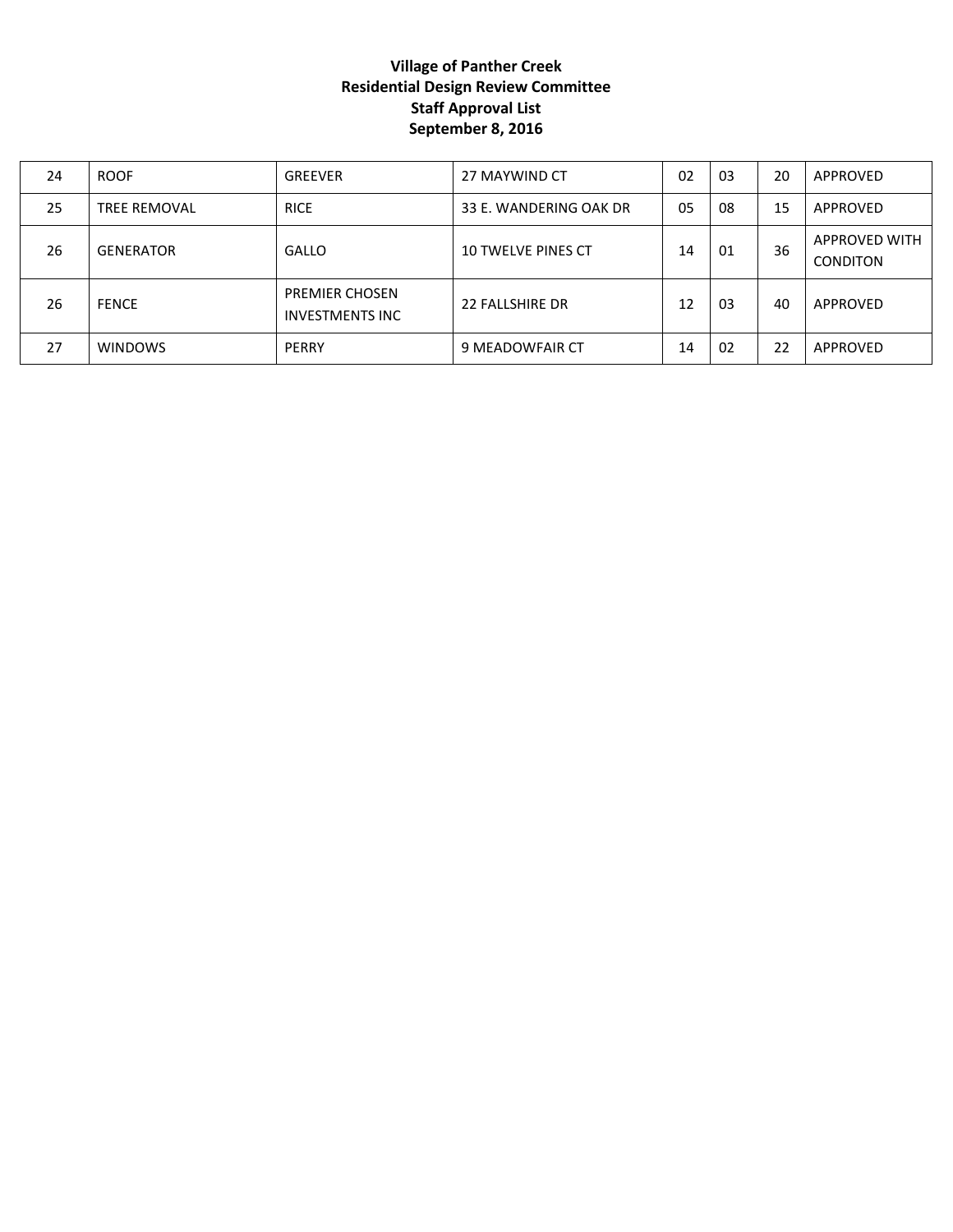**Village of Panther Creek**
**Residential Design Review Committee**
**Staff Approval List**
**September 8, 2016**

| | | | | | | | |
|---|---|---|---|---|---|---|---|
| 24 | ROOF | GREEVER | 27 MAYWIND CT | 02 | 03 | 20 | APPROVED |
| 25 | TREE REMOVAL | RICE | 33 E. WANDERING OAK DR | 05 | 08 | 15 | APPROVED |
| 26 | GENERATOR | GALLO | 10 TWELVE PINES CT | 14 | 01 | 36 | APPROVED WITH CONDITON |
| 26 | FENCE | PREMIER CHOSEN INVESTMENTS INC | 22 FALLSHIRE DR | 12 | 03 | 40 | APPROVED |
| 27 | WINDOWS | PERRY | 9 MEADOWFAIR CT | 14 | 02 | 22 | APPROVED |